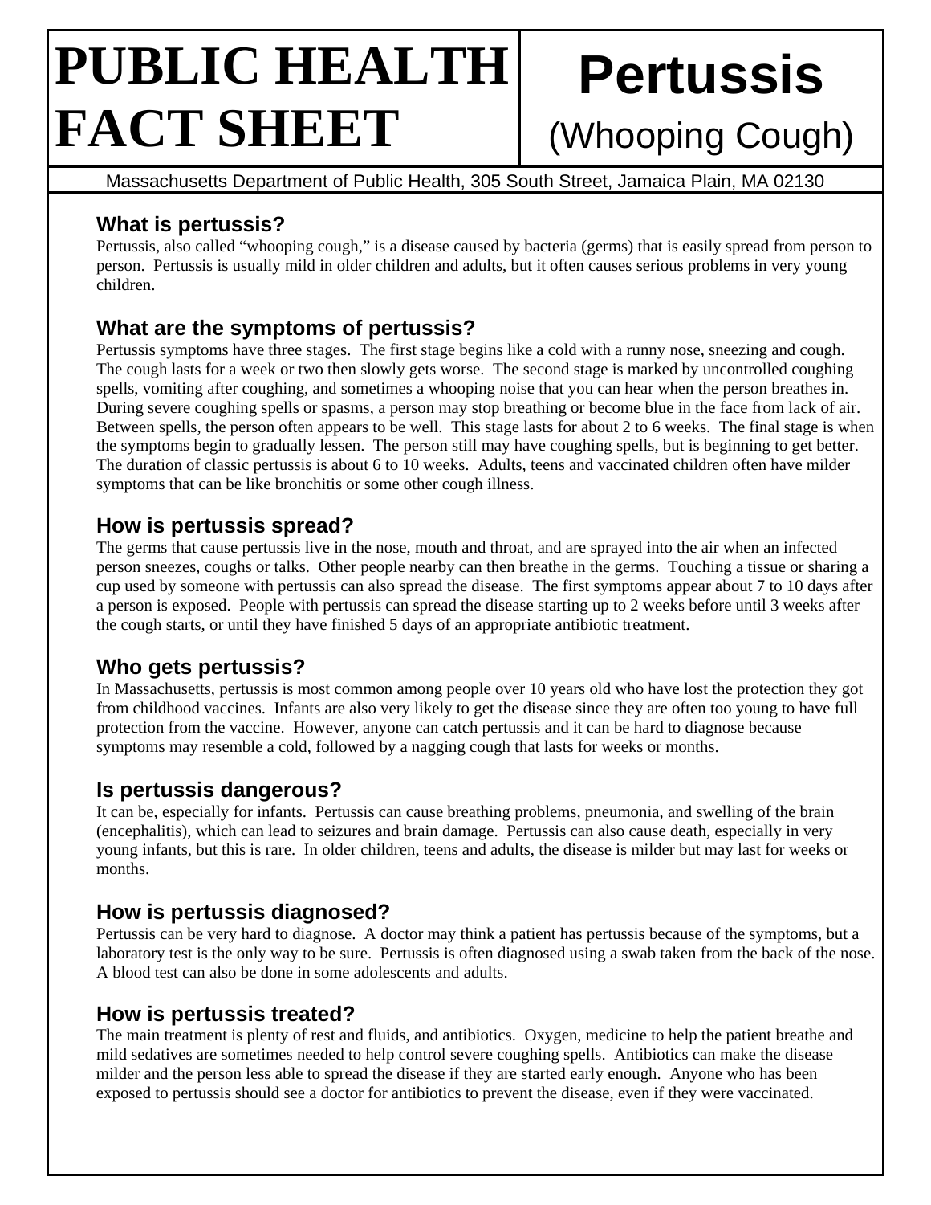# PUBLIC HEALTH FACT SHEET

# Pertussis

(Whooping Cough)

Massachusetts Department of Public Health, 305 South Street, Jamaica Plain, MA 02130

## What is pertussis?

Pertussis, also called "whooping cough," is a disease caused by bacteria (germs) that is easily spread from person to person. Pertussis is usually mild in older children and adults, but it often causes serious problems in very young children.

## What are the symptoms of pertussis?

Pertussis symptoms have three stages. The first stage begins like a cold with a runny nose, sneezing and cough. The cough lasts for a week or two then slowly gets worse. The second stage is marked by uncontrolled coughing spells, vomiting after coughing, and sometimes a whooping noise that you can hear when the person breathes in. During severe coughing spells or spasms, a person may stop breathing or become blue in the face from lack of air. Between spells, the person often appears to be well. This stage lasts for about 2 to 6 weeks. The final stage is when the symptoms begin to gradually lessen. The person still may have coughing spells, but is beginning to get better. The duration of classic pertussis is about 6 to 10 weeks. Adults, teens and vaccinated children often have milder symptoms that can be like bronchitis or some other cough illness.

## How is pertussis spread?

The germs that cause pertussis live in the nose, mouth and throat, and are sprayed into the air when an infected person sneezes, coughs or talks. Other people nearby can then breathe in the germs. Touching a tissue or sharing a cup used by someone with pertussis can also spread the disease. The first symptoms appear about 7 to 10 days after a person is exposed. People with pertussis can spread the disease starting up to 2 weeks before until 3 weeks after the cough starts, or until they have finished 5 days of an appropriate antibiotic treatment.

## Who gets pertussis?

In Massachusetts, pertussis is most common among people over 10 years old who have lost the protection they got from childhood vaccines. Infants are also very likely to get the disease since they are often too young to have full protection from the vaccine. However, anyone can catch pertussis and it can be hard to diagnose because symptoms may resemble a cold, followed by a nagging cough that lasts for weeks or months.

## Is pertussis dangerous?

It can be, especially for infants. Pertussis can cause breathing problems, pneumonia, and swelling of the brain (encephalitis), which can lead to seizures and brain damage. Pertussis can also cause death, especially in very young infants, but this is rare. In older children, teens and adults, the disease is milder but may last for weeks or months.

## How is pertussis diagnosed?

Pertussis can be very hard to diagnose. A doctor may think a patient has pertussis because of the symptoms, but a laboratory test is the only way to be sure. Pertussis is often diagnosed using a swab taken from the back of the nose. A blood test can also be done in some adolescents and adults.

## How is pertussis treated?

The main treatment is plenty of rest and fluids, and antibiotics. Oxygen, medicine to help the patient breathe and mild sedatives are sometimes needed to help control severe coughing spells. Antibiotics can make the disease milder and the person less able to spread the disease if they are started early enough. Anyone who has been exposed to pertussis should see a doctor for antibiotics to prevent the disease, even if they were vaccinated.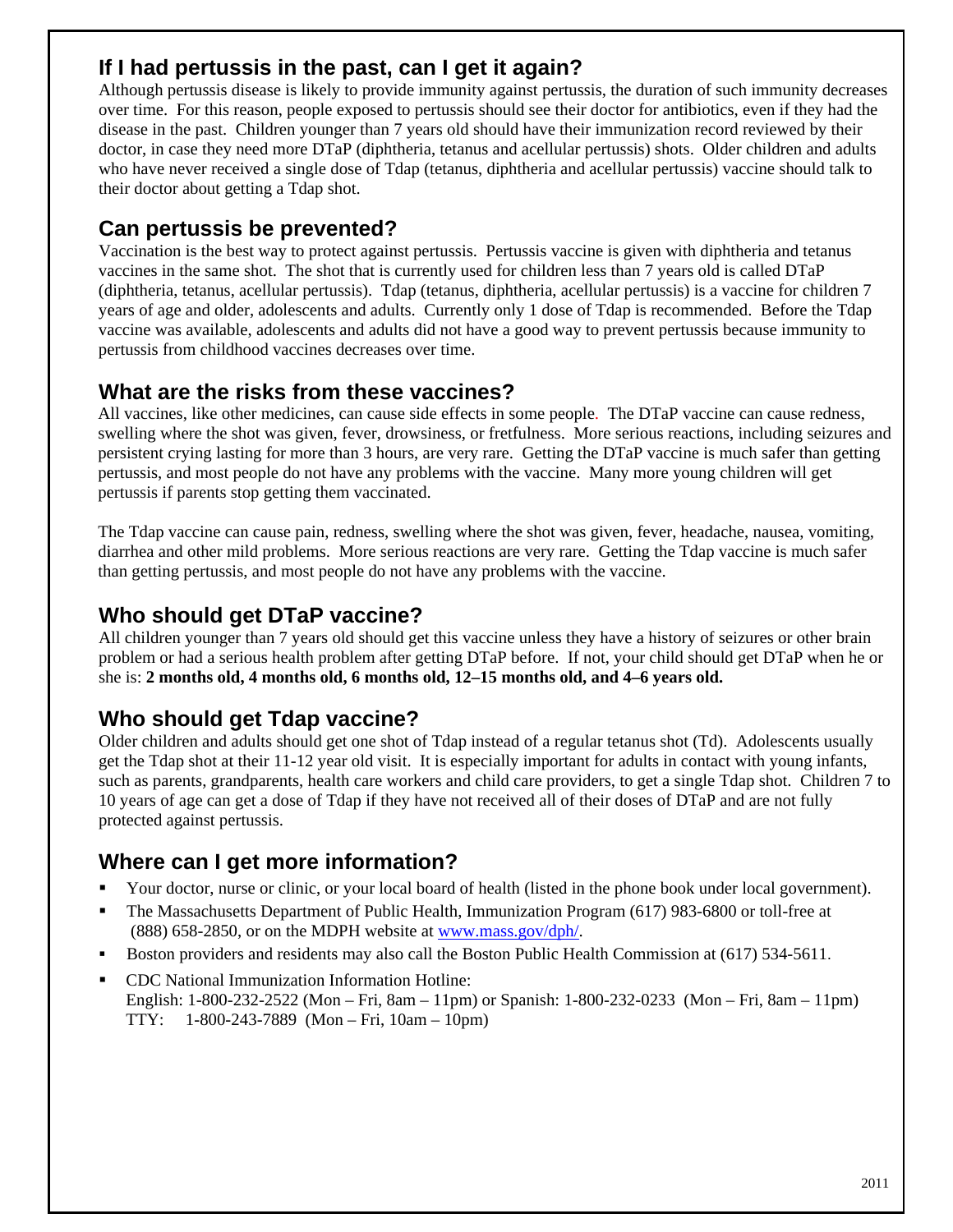## If I had pertussis in the past, can I get it again?

Although pertussis disease is likely to provide immunity against pertussis, the duration of such immunity decreases over time. For this reason, people exposed to pertussis should see their doctor for antibiotics, even if they had the disease in the past. Children younger than 7 years old should have their immunization record reviewed by their doctor, in case they need more DTaP (diphtheria, tetanus and acellular pertussis) shots. Older children and adults who have never received a single dose of Tdap (tetanus, diphtheria and acellular pertussis) vaccine should talk to their doctor about getting a Tdap shot.

## Can pertussis be prevented?

Vaccination is the best way to protect against pertussis. Pertussis vaccine is given with diphtheria and tetanus vaccines in the same shot. The shot that is currently used for children less than 7 years old is called DTaP (diphtheria, tetanus, acellular pertussis). Tdap (tetanus, diphtheria, acellular pertussis) is a vaccine for children 7 years of age and older, adolescents and adults. Currently only 1 dose of Tdap is recommended. Before the Tdap vaccine was available, adolescents and adults did not have a good way to prevent pertussis because immunity to pertussis from childhood vaccines decreases over time.

## What are the risks from these vaccines?

All vaccines, like other medicines, can cause side effects in some people. The DTaP vaccine can cause redness, swelling where the shot was given, fever, drowsiness, or fretfulness. More serious reactions, including seizures and persistent crying lasting for more than 3 hours, are very rare. Getting the DTaP vaccine is much safer than getting pertussis, and most people do not have any problems with the vaccine. Many more young children will get pertussis if parents stop getting them vaccinated.

The Tdap vaccine can cause pain, redness, swelling where the shot was given, fever, headache, nausea, vomiting, diarrhea and other mild problems. More serious reactions are very rare. Getting the Tdap vaccine is much safer than getting pertussis, and most people do not have any problems with the vaccine.

## Who should get DTaP vaccine?

All children younger than 7 years old should get this vaccine unless they have a history of seizures or other brain problem or had a serious health problem after getting DTaP before. If not, your child should get DTaP when he or she is: **2 months old, 4 months old, 6 months old, 12–15 months old, and 4–6 years old.**

## Who should get Tdap vaccine?

Older children and adults should get one shot of Tdap instead of a regular tetanus shot (Td). Adolescents usually get the Tdap shot at their 11-12 year old visit. It is especially important for adults in contact with young infants, such as parents, grandparents, health care workers and child care providers, to get a single Tdap shot. Children 7 to 10 years of age can get a dose of Tdap if they have not received all of their doses of DTaP and are not fully protected against pertussis.

## Where can I get more information?

- Your doctor, nurse or clinic, or your local board of health (listed in the phone book under local government).
- The Massachusetts Department of Public Health, Immunization Program (617) 983-6800 or toll-free at (888) 658-2850, or on the MDPH website at www.mass.gov/dph/.
- Boston providers and residents may also call the Boston Public Health Commission at (617) 534-5611.
- CDC National Immunization Information Hotline:
  English: 1-800-232-2522 (Mon – Fri, 8am – 11pm) or Spanish: 1-800-232-0233 (Mon – Fri, 8am – 11pm)
  TTY: 1-800-243-7889 (Mon – Fri, 10am – 10pm)

2011